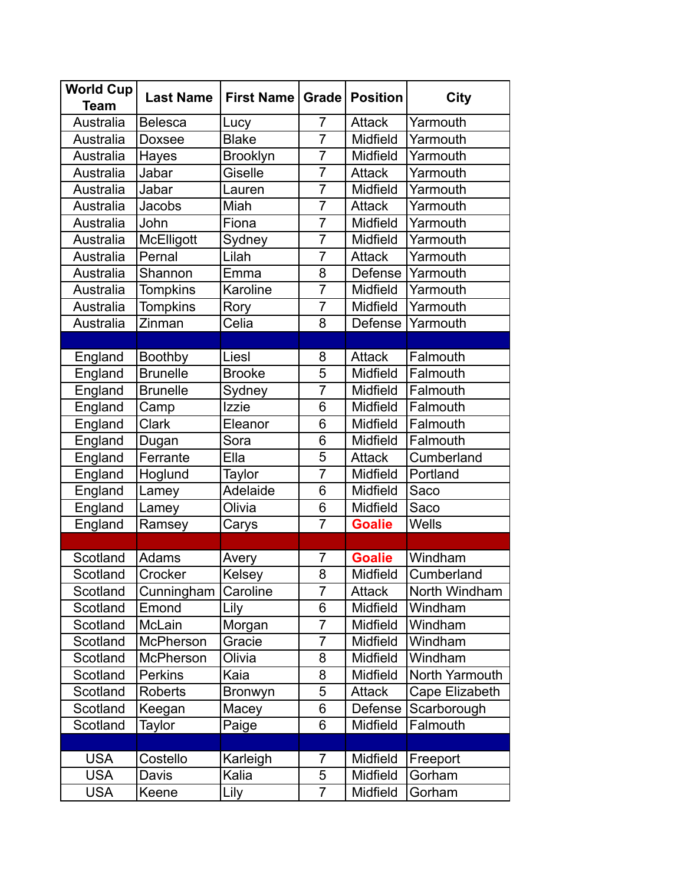| World Cup Team | Last Name | First Name | Grade | Position | City |
|---|---|---|---|---|---|
| Australia | Belesca | Lucy | 7 | Attack | Yarmouth |
| Australia | Doxsee | Blake | 7 | Midfield | Yarmouth |
| Australia | Hayes | Brooklyn | 7 | Midfield | Yarmouth |
| Australia | Jabar | Giselle | 7 | Attack | Yarmouth |
| Australia | Jabar | Lauren | 7 | Midfield | Yarmouth |
| Australia | Jacobs | Miah | 7 | Attack | Yarmouth |
| Australia | John | Fiona | 7 | Midfield | Yarmouth |
| Australia | McElligott | Sydney | 7 | Midfield | Yarmouth |
| Australia | Pernal | Lilah | 7 | Attack | Yarmouth |
| Australia | Shannon | Emma | 8 | Defense | Yarmouth |
| Australia | Tompkins | Karoline | 7 | Midfield | Yarmouth |
| Australia | Tompkins | Rory | 7 | Midfield | Yarmouth |
| Australia | Zinman | Celia | 8 | Defense | Yarmouth |
| | | | | | |
| England | Boothby | Liesl | 8 | Attack | Falmouth |
| England | Brunelle | Brooke | 5 | Midfield | Falmouth |
| England | Brunelle | Sydney | 7 | Midfield | Falmouth |
| England | Camp | Izzie | 6 | Midfield | Falmouth |
| England | Clark | Eleanor | 6 | Midfield | Falmouth |
| England | Dugan | Sora | 6 | Midfield | Falmouth |
| England | Ferrante | Ella | 5 | Attack | Cumberland |
| England | Hoglund | Taylor | 7 | Midfield | Portland |
| England | Lamey | Adelaide | 6 | Midfield | Saco |
| England | Lamey | Olivia | 6 | Midfield | Saco |
| England | Ramsey | Carys | 7 | **Goalie** | Wells |
| | | | | | |
| Scotland | Adams | Avery | 7 | **Goalie** | Windham |
| Scotland | Crocker | Kelsey | 8 | Midfield | Cumberland |
| Scotland | Cunningham | Caroline | 7 | Attack | North Windham |
| Scotland | Emond | Lily | 6 | Midfield | Windham |
| Scotland | McLain | Morgan | 7 | Midfield | Windham |
| Scotland | McPherson | Gracie | 7 | Midfield | Windham |
| Scotland | McPherson | Olivia | 8 | Midfield | Windham |
| Scotland | Perkins | Kaia | 8 | Midfield | North Yarmouth |
| Scotland | Roberts | Bronwyn | 5 | Attack | Cape Elizabeth |
| Scotland | Keegan | Macey | 6 | Defense | Scarborough |
| Scotland | Taylor | Paige | 6 | Midfield | Falmouth |
| | | | | | |
| USA | Costello | Karleigh | 7 | Midfield | Freeport |
| USA | Davis | Kalia | 5 | Midfield | Gorham |
| USA | Keene | Lily | 7 | Midfield | Gorham |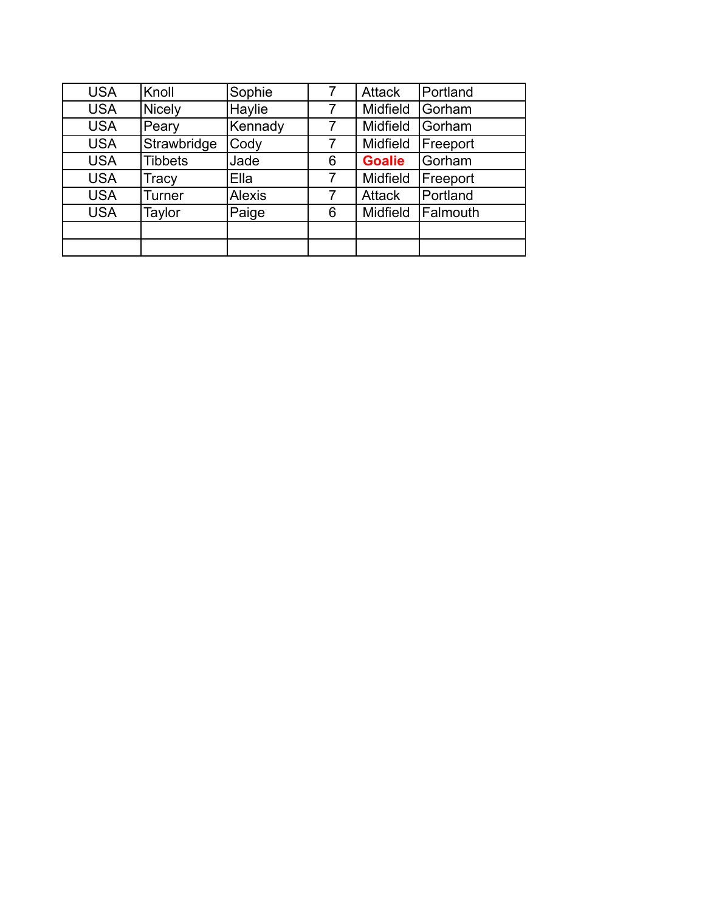| | | | | | |
|---|---|---|---|---|---|
| USA | Knoll | Sophie | 7 | Attack | Portland |
| USA | Nicely | Haylie | 7 | Midfield | Gorham |
| USA | Peary | Kennady | 7 | Midfield | Gorham |
| USA | Strawbridge | Cody | 7 | Midfield | Freeport |
| USA | Tibbets | Jade | 6 | **Goalie** | Gorham |
| USA | Tracy | Ella | 7 | Midfield | Freeport |
| USA | Turner | Alexis | 7 | Attack | Portland |
| USA | Taylor | Paige | 6 | Midfield | Falmouth |
| | | | | | |
| | | | | | |